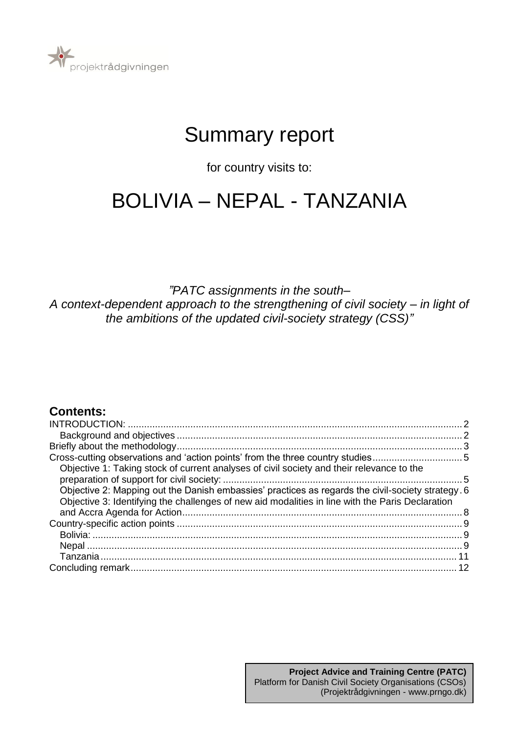projektrådgivningen

# Summary report

for country visits to:

# BOLIVIA – NEPAL - TANZANIA

*”PATC assignments in the south–*
*A context-dependent approach to the strengthening of civil society – in light of the ambitions of the updated civil-society strategy (CSS)”*

## Contents:

- INTRODUCTION: ... 2
  - Background and objectives ... 2
- Briefly about the methodology ... 3
- Cross-cutting observations and ‘action points’ from the three country studies ... 5
  - Objective 1: Taking stock of current analyses of civil society and their relevance to the preparation of support for civil society: ... 5
  - Objective 2: Mapping out the Danish embassies’ practices as regards the civil-society strategy ... 6
  - Objective 3: Identifying the challenges of new aid modalities in line with the Paris Declaration and Accra Agenda for Action ... 8
- Country-specific action points ... 9
  - Bolivia: ... 9
  - Nepal ... 9
  - Tanzania ... 11
- Concluding remark ... 12

**Project Advice and Training Centre (PATC)**
Platform for Danish Civil Society Organisations (CSOs)
(Projektrådgivningen - www.prngo.dk)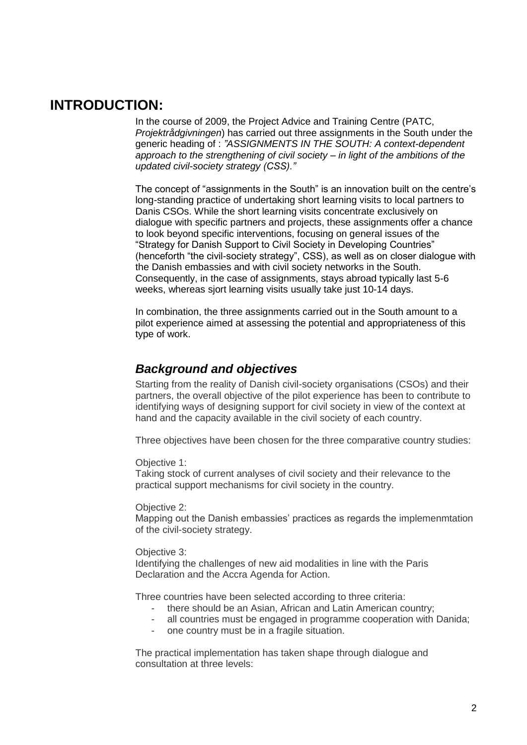# INTRODUCTION:

In the course of 2009, the Project Advice and Training Centre (PATC, *Projektrådgivningen*) has carried out three assignments in the South under the generic heading of : *"ASSIGNMENTS IN THE SOUTH: A context-dependent approach to the strengthening of civil society – in light of the ambitions of the updated civil-society strategy (CSS)."*

The concept of "assignments in the South" is an innovation built on the centre's long-standing practice of undertaking short learning visits to local partners to Danis CSOs. While the short learning visits concentrate exclusively on dialogue with specific partners and projects, these assignments offer a chance to look beyond specific interventions, focusing on general issues of the "Strategy for Danish Support to Civil Society in Developing Countries" (henceforth "the civil-society strategy", CSS), as well as on closer dialogue with the Danish embassies and with civil society networks in the South. Consequently, in the case of assignments, stays abroad typically last 5-6 weeks, whereas sjort learning visits usually take just 10-14 days.

In combination, the three assignments carried out in the South amount to a pilot experience aimed at assessing the potential and appropriateness of this type of work.

## *Background and objectives*

Starting from the reality of Danish civil-society organisations (CSOs) and their partners, the overall objective of the pilot experience has been to contribute to identifying ways of designing support for civil society in view of the context at hand and the capacity available in the civil society of each country.

Three objectives have been chosen for the three comparative country studies:

Objective 1:
Taking stock of current analyses of civil society and their relevance to the practical support mechanisms for civil society in the country.

Objective 2:
Mapping out the Danish embassies' practices as regards the implemenmtation of the civil-society strategy.

Objective 3:
Identifying the challenges of new aid modalities in line with the Paris Declaration and the Accra Agenda for Action.

Three countries have been selected according to three criteria:

- there should be an Asian, African and Latin American country;
- all countries must be engaged in programme cooperation with Danida;
- one country must be in a fragile situation.

The practical implementation has taken shape through dialogue and consultation at three levels: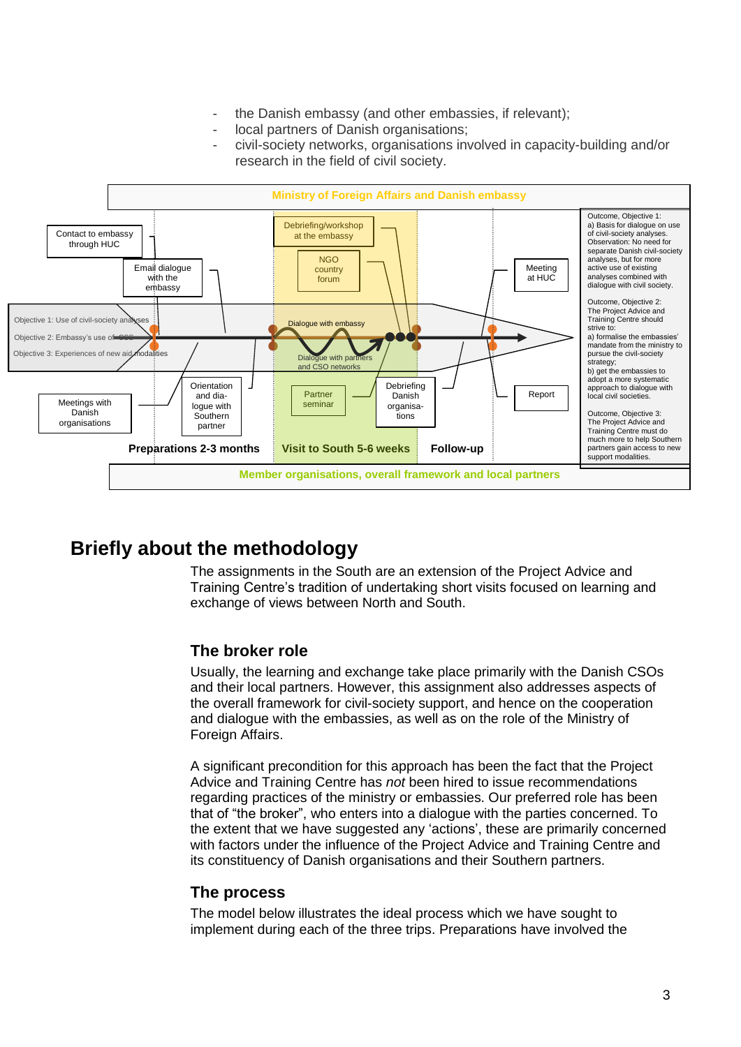- the Danish embassy (and other embassies, if relevant);
- local partners of Danish organisations;
- civil-society networks, organisations involved in capacity-building and/or research in the field of civil society.

**Ministry of Foreign Affairs and Danish embassy**

Contact to embassy through HUC

Email dialogue with the embassy

Debriefing/workshop at the embassy

NGO country forum

Meeting at HUC

Objective 1: Use of civil-society analyses

Objective 2: Embassy's use of CSO

Objective 3: Experiences of new aid modalities

Dialogue with embassy

Dialogue with partners and CSO networks

Meetings with Danish organisations

Orientation and dia-logue with Southern partner

Partner seminar

Debriefing Danish organisa-tions

Report

**Preparations 2-3 months** **Visit to South 5-6 weeks** **Follow-up**

Outcome, Objective 1:
a) Basis for dialogue on use of civil-society analyses. Observation: No need for separate Danish civil-society analyses, but for more active use of existing analyses combined with dialogue with civil society.

Outcome, Objective 2:
The Project Advice and Training Centre should strive to:
a) formalise the embassies' mandate from the ministry to pursue the civil-society strategy;
b) get the embassies to adopt a more systematic approach to dialogue with local civil societies.

Outcome, Objective 3:
The Project Advice and Training Centre must do much more to help Southern partners gain access to new support modalities.

**Member organisations, overall framework and local partners**

## Briefly about the methodology

The assignments in the South are an extension of the Project Advice and Training Centre's tradition of undertaking short visits focused on learning and exchange of views between North and South.

### The broker role

Usually, the learning and exchange take place primarily with the Danish CSOs and their local partners. However, this assignment also addresses aspects of the overall framework for civil-society support, and hence on the cooperation and dialogue with the embassies, as well as on the role of the Ministry of Foreign Affairs.

A significant precondition for this approach has been the fact that the Project Advice and Training Centre has *not* been hired to issue recommendations regarding practices of the ministry or embassies. Our preferred role has been that of "the broker", who enters into a dialogue with the parties concerned. To the extent that we have suggested any 'actions', these are primarily concerned with factors under the influence of the Project Advice and Training Centre and its constituency of Danish organisations and their Southern partners.

### The process

The model below illustrates the ideal process which we have sought to implement during each of the three trips. Preparations have involved the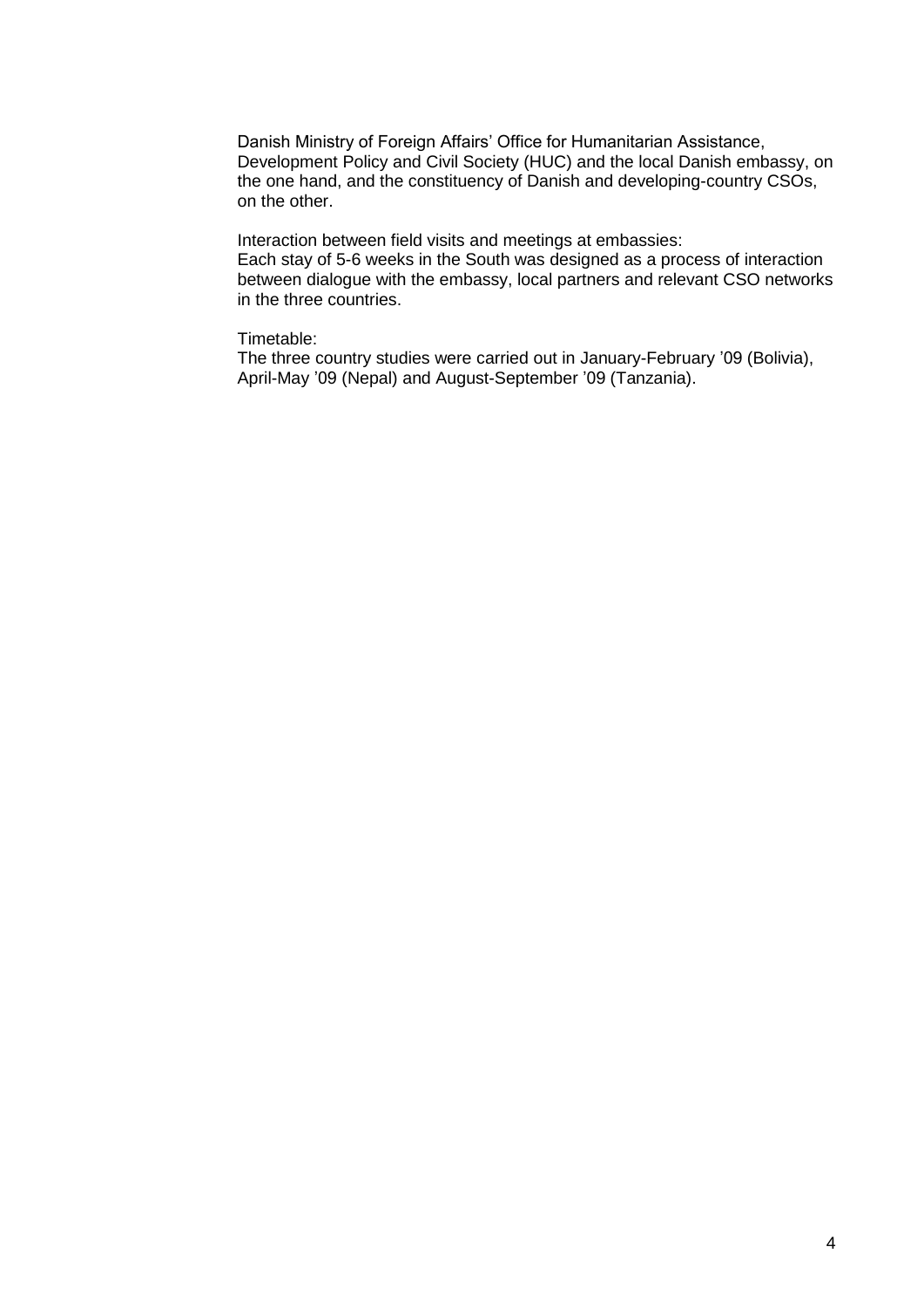Danish Ministry of Foreign Affairs' Office for Humanitarian Assistance, Development Policy and Civil Society (HUC) and the local Danish embassy, on the one hand, and the constituency of Danish and developing-country CSOs, on the other.

Interaction between field visits and meetings at embassies:
Each stay of 5-6 weeks in the South was designed as a process of interaction between dialogue with the embassy, local partners and relevant CSO networks in the three countries.

Timetable:
The three country studies were carried out in January-February '09 (Bolivia), April-May '09 (Nepal) and August-September '09 (Tanzania).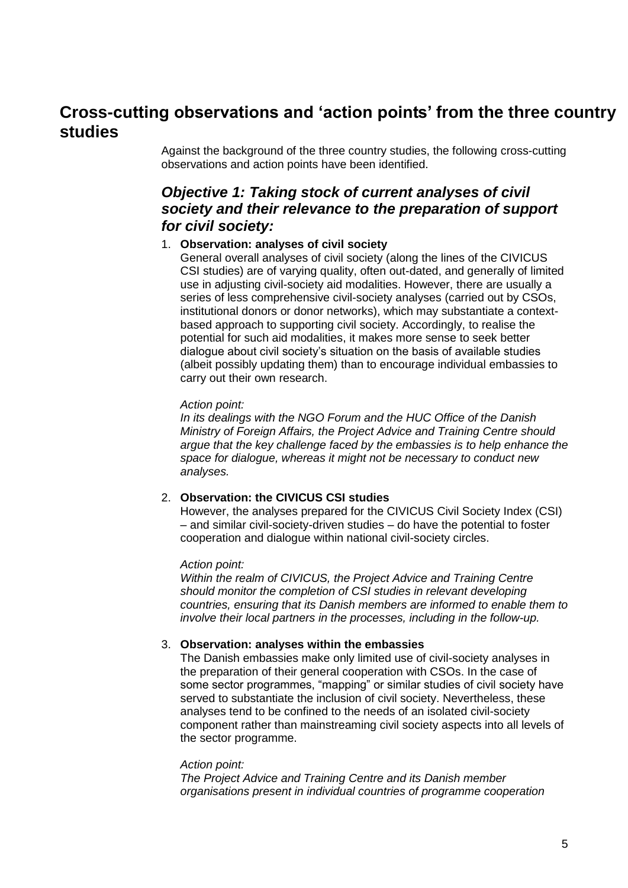## Cross-cutting observations and 'action points' from the three country studies

Against the background of the three country studies, the following cross-cutting observations and action points have been identified.

### *Objective 1: Taking stock of current analyses of civil society and their relevance to the preparation of support for civil society:*

1. **Observation: analyses of civil society**
   General overall analyses of civil society (along the lines of the CIVICUS CSI studies) are of varying quality, often out-dated, and generally of limited use in adjusting civil-society aid modalities. However, there are usually a series of less comprehensive civil-society analyses (carried out by CSOs, institutional donors or donor networks), which may substantiate a context-based approach to supporting civil society. Accordingly, to realise the potential for such aid modalities, it makes more sense to seek better dialogue about civil society's situation on the basis of available studies (albeit possibly updating them) than to encourage individual embassies to carry out their own research.

   *Action point:*
   *In its dealings with the NGO Forum and the HUC Office of the Danish Ministry of Foreign Affairs, the Project Advice and Training Centre should argue that the key challenge faced by the embassies is to help enhance the space for dialogue, whereas it might not be necessary to conduct new analyses.*

2. **Observation: the CIVICUS CSI studies**
   However, the analyses prepared for the CIVICUS Civil Society Index (CSI) – and similar civil-society-driven studies – do have the potential to foster cooperation and dialogue within national civil-society circles.

   *Action point:*
   *Within the realm of CIVICUS, the Project Advice and Training Centre should monitor the completion of CSI studies in relevant developing countries, ensuring that its Danish members are informed to enable them to involve their local partners in the processes, including in the follow-up.*

3. **Observation: analyses within the embassies**
   The Danish embassies make only limited use of civil-society analyses in the preparation of their general cooperation with CSOs. In the case of some sector programmes, "mapping" or similar studies of civil society have served to substantiate the inclusion of civil society. Nevertheless, these analyses tend to be confined to the needs of an isolated civil-society component rather than mainstreaming civil society aspects into all levels of the sector programme.

   *Action point:*
   *The Project Advice and Training Centre and its Danish member organisations present in individual countries of programme cooperation*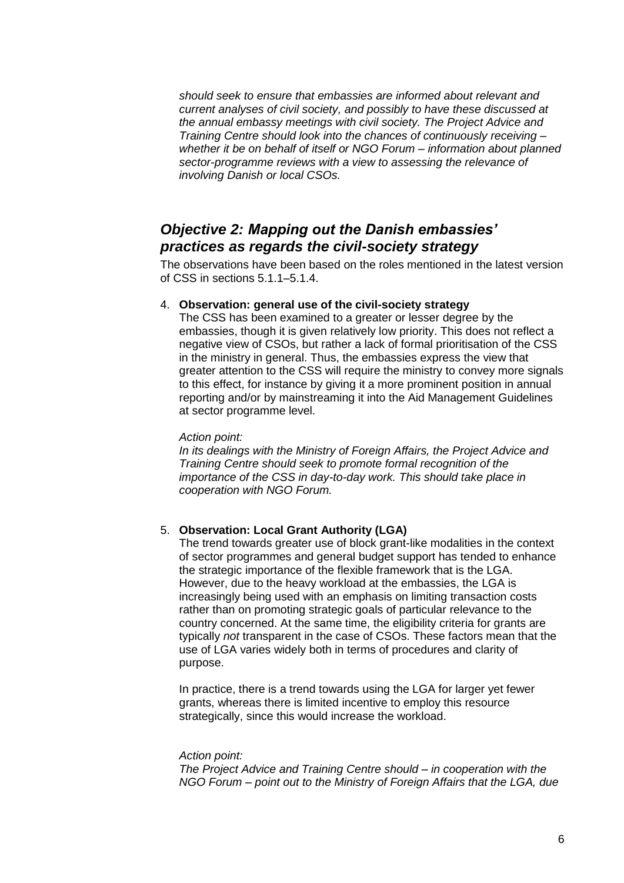*should seek to ensure that embassies are informed about relevant and current analyses of civil society, and possibly to have these discussed at the annual embassy meetings with civil society. The Project Advice and Training Centre should look into the chances of continuously receiving – whether it be on behalf of itself or NGO Forum – information about planned sector-programme reviews with a view to assessing the relevance of involving Danish or local CSOs.*

## *Objective 2: Mapping out the Danish embassies' practices as regards the civil-society strategy*

The observations have been based on the roles mentioned in the latest version of CSS in sections 5.1.1–5.1.4.

4. **Observation: general use of the civil-society strategy**
   The CSS has been examined to a greater or lesser degree by the embassies, though it is given relatively low priority. This does not reflect a negative view of CSOs, but rather a lack of formal prioritisation of the CSS in the ministry in general. Thus, the embassies express the view that greater attention to the CSS will require the ministry to convey more signals to this effect, for instance by giving it a more prominent position in annual reporting and/or by mainstreaming it into the Aid Management Guidelines at sector programme level.

   *Action point:*
   *In its dealings with the Ministry of Foreign Affairs, the Project Advice and Training Centre should seek to promote formal recognition of the importance of the CSS in day-to-day work. This should take place in cooperation with NGO Forum.*

5. **Observation: Local Grant Authority (LGA)**
   The trend towards greater use of block grant-like modalities in the context of sector programmes and general budget support has tended to enhance the strategic importance of the flexible framework that is the LGA. However, due to the heavy workload at the embassies, the LGA is increasingly being used with an emphasis on limiting transaction costs rather than on promoting strategic goals of particular relevance to the country concerned. At the same time, the eligibility criteria for grants are typically *not* transparent in the case of CSOs. These factors mean that the use of LGA varies widely both in terms of procedures and clarity of purpose.

   In practice, there is a trend towards using the LGA for larger yet fewer grants, whereas there is limited incentive to employ this resource strategically, since this would increase the workload.

   *Action point:*
   *The Project Advice and Training Centre should – in cooperation with the NGO Forum – point out to the Ministry of Foreign Affairs that the LGA, due*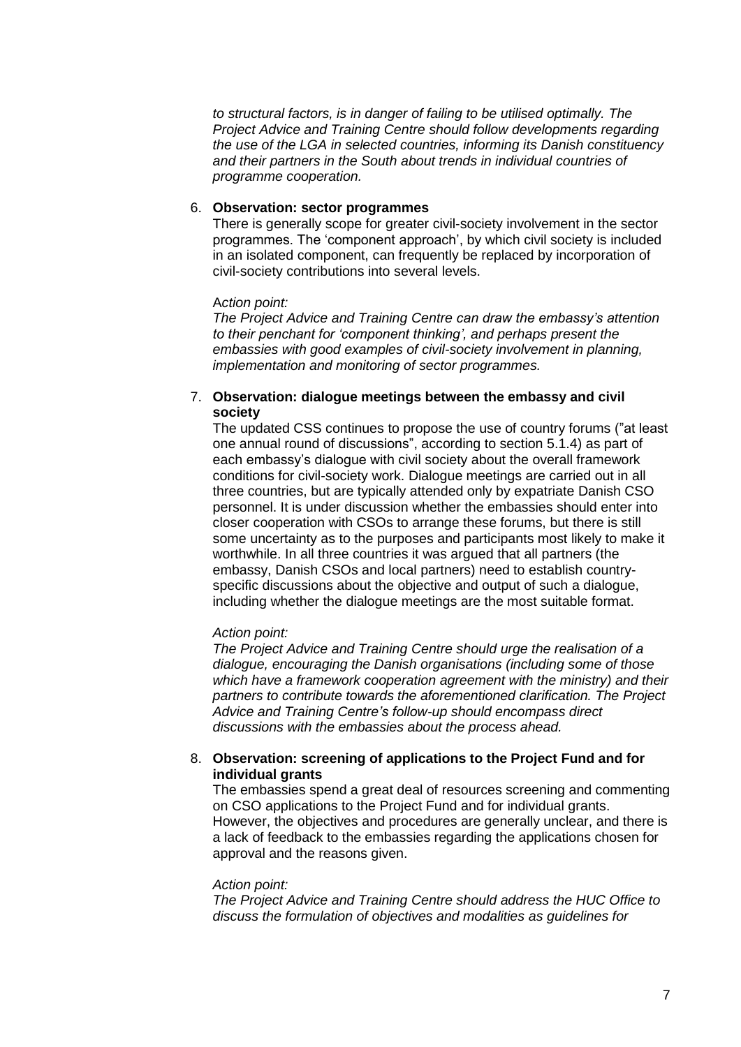*to structural factors, is in danger of failing to be utilised optimally. The Project Advice and Training Centre should follow developments regarding the use of the LGA in selected countries, informing its Danish constituency and their partners in the South about trends in individual countries of programme cooperation.*

6. **Observation: sector programmes**

   There is generally scope for greater civil-society involvement in the sector programmes. The 'component approach', by which civil society is included in an isolated component, can frequently be replaced by incorporation of civil-society contributions into several levels.

   *Action point:*

   *The Project Advice and Training Centre can draw the embassy's attention to their penchant for 'component thinking', and perhaps present the embassies with good examples of civil-society involvement in planning, implementation and monitoring of sector programmes.*

7. **Observation: dialogue meetings between the embassy and civil society**

   The updated CSS continues to propose the use of country forums ("at least one annual round of discussions", according to section 5.1.4) as part of each embassy's dialogue with civil society about the overall framework conditions for civil-society work. Dialogue meetings are carried out in all three countries, but are typically attended only by expatriate Danish CSO personnel. It is under discussion whether the embassies should enter into closer cooperation with CSOs to arrange these forums, but there is still some uncertainty as to the purposes and participants most likely to make it worthwhile. In all three countries it was argued that all partners (the embassy, Danish CSOs and local partners) need to establish country-specific discussions about the objective and output of such a dialogue, including whether the dialogue meetings are the most suitable format.

   *Action point:*

   *The Project Advice and Training Centre should urge the realisation of a dialogue, encouraging the Danish organisations (including some of those which have a framework cooperation agreement with the ministry) and their partners to contribute towards the aforementioned clarification. The Project Advice and Training Centre's follow-up should encompass direct discussions with the embassies about the process ahead.*

8. **Observation: screening of applications to the Project Fund and for individual grants**

   The embassies spend a great deal of resources screening and commenting on CSO applications to the Project Fund and for individual grants. However, the objectives and procedures are generally unclear, and there is a lack of feedback to the embassies regarding the applications chosen for approval and the reasons given.

   *Action point:*

   *The Project Advice and Training Centre should address the HUC Office to discuss the formulation of objectives and modalities as guidelines for*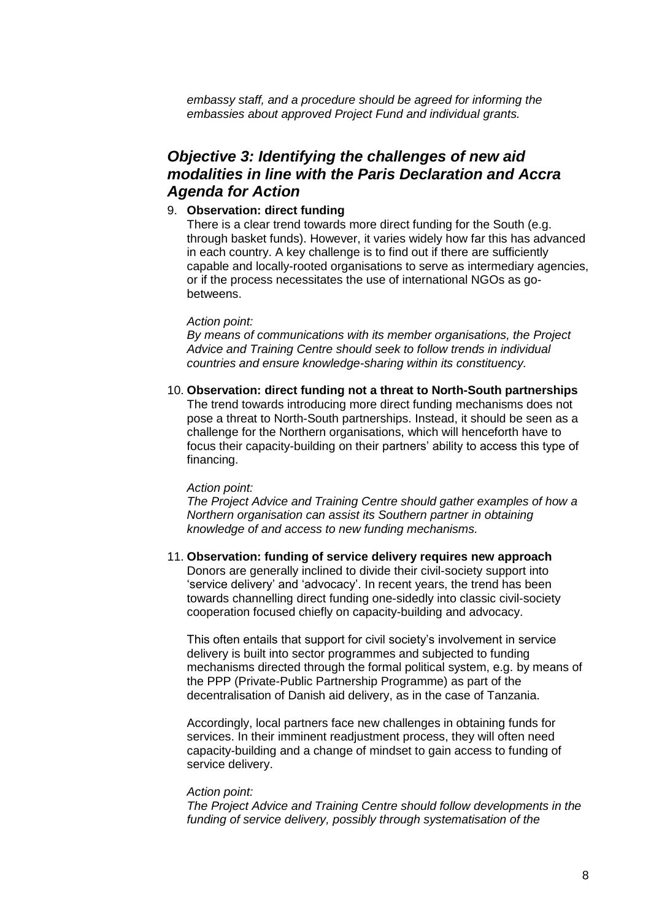*embassy staff, and a procedure should be agreed for informing the embassies about approved Project Fund and individual grants.*

## *Objective 3: Identifying the challenges of new aid modalities in line with the Paris Declaration and Accra Agenda for Action*

9. **Observation: direct funding**

   There is a clear trend towards more direct funding for the South (e.g. through basket funds). However, it varies widely how far this has advanced in each country. A key challenge is to find out if there are sufficiently capable and locally-rooted organisations to serve as intermediary agencies, or if the process necessitates the use of international NGOs as go-betweens.

   *Action point:*

   *By means of communications with its member organisations, the Project Advice and Training Centre should seek to follow trends in individual countries and ensure knowledge-sharing within its constituency.*

10. **Observation: direct funding not a threat to North-South partnerships**

    The trend towards introducing more direct funding mechanisms does not pose a threat to North-South partnerships. Instead, it should be seen as a challenge for the Northern organisations, which will henceforth have to focus their capacity-building on their partners' ability to access this type of financing.

    *Action point:*

    *The Project Advice and Training Centre should gather examples of how a Northern organisation can assist its Southern partner in obtaining knowledge of and access to new funding mechanisms.*

11. **Observation: funding of service delivery requires new approach**

    Donors are generally inclined to divide their civil-society support into 'service delivery' and 'advocacy'. In recent years, the trend has been towards channelling direct funding one-sidedly into classic civil-society cooperation focused chiefly on capacity-building and advocacy.

    This often entails that support for civil society's involvement in service delivery is built into sector programmes and subjected to funding mechanisms directed through the formal political system, e.g. by means of the PPP (Private-Public Partnership Programme) as part of the decentralisation of Danish aid delivery, as in the case of Tanzania.

    Accordingly, local partners face new challenges in obtaining funds for services. In their imminent readjustment process, they will often need capacity-building and a change of mindset to gain access to funding of service delivery.

    *Action point:*

    *The Project Advice and Training Centre should follow developments in the funding of service delivery, possibly through systematisation of the*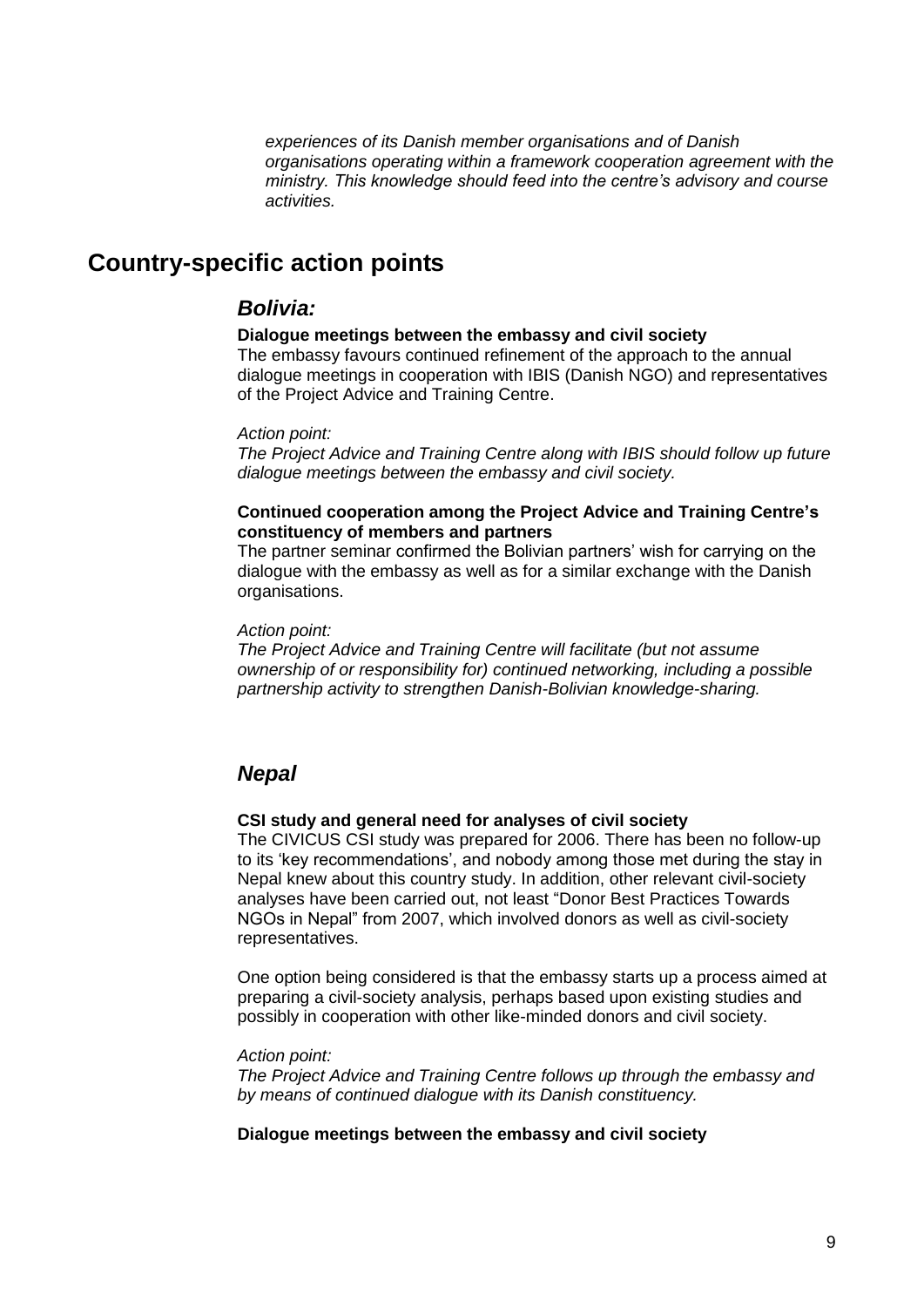*experiences of its Danish member organisations and of Danish organisations operating within a framework cooperation agreement with the ministry. This knowledge should feed into the centre's advisory and course activities.*

## Country-specific action points

### *Bolivia:*

**Dialogue meetings between the embassy and civil society**

The embassy favours continued refinement of the approach to the annual dialogue meetings in cooperation with IBIS (Danish NGO) and representatives of the Project Advice and Training Centre.

*Action point:*
*The Project Advice and Training Centre along with IBIS should follow up future dialogue meetings between the embassy and civil society.*

**Continued cooperation among the Project Advice and Training Centre's constituency of members and partners**

The partner seminar confirmed the Bolivian partners' wish for carrying on the dialogue with the embassy as well as for a similar exchange with the Danish organisations.

*Action point:*
*The Project Advice and Training Centre will facilitate (but not assume ownership of or responsibility for) continued networking, including a possible partnership activity to strengthen Danish-Bolivian knowledge-sharing.*

### *Nepal*

**CSI study and general need for analyses of civil society**

The CIVICUS CSI study was prepared for 2006. There has been no follow-up to its 'key recommendations', and nobody among those met during the stay in Nepal knew about this country study. In addition, other relevant civil-society analyses have been carried out, not least "Donor Best Practices Towards NGOs in Nepal" from 2007, which involved donors as well as civil-society representatives.

One option being considered is that the embassy starts up a process aimed at preparing a civil-society analysis, perhaps based upon existing studies and possibly in cooperation with other like-minded donors and civil society.

*Action point:*
*The Project Advice and Training Centre follows up through the embassy and by means of continued dialogue with its Danish constituency.*

**Dialogue meetings between the embassy and civil society**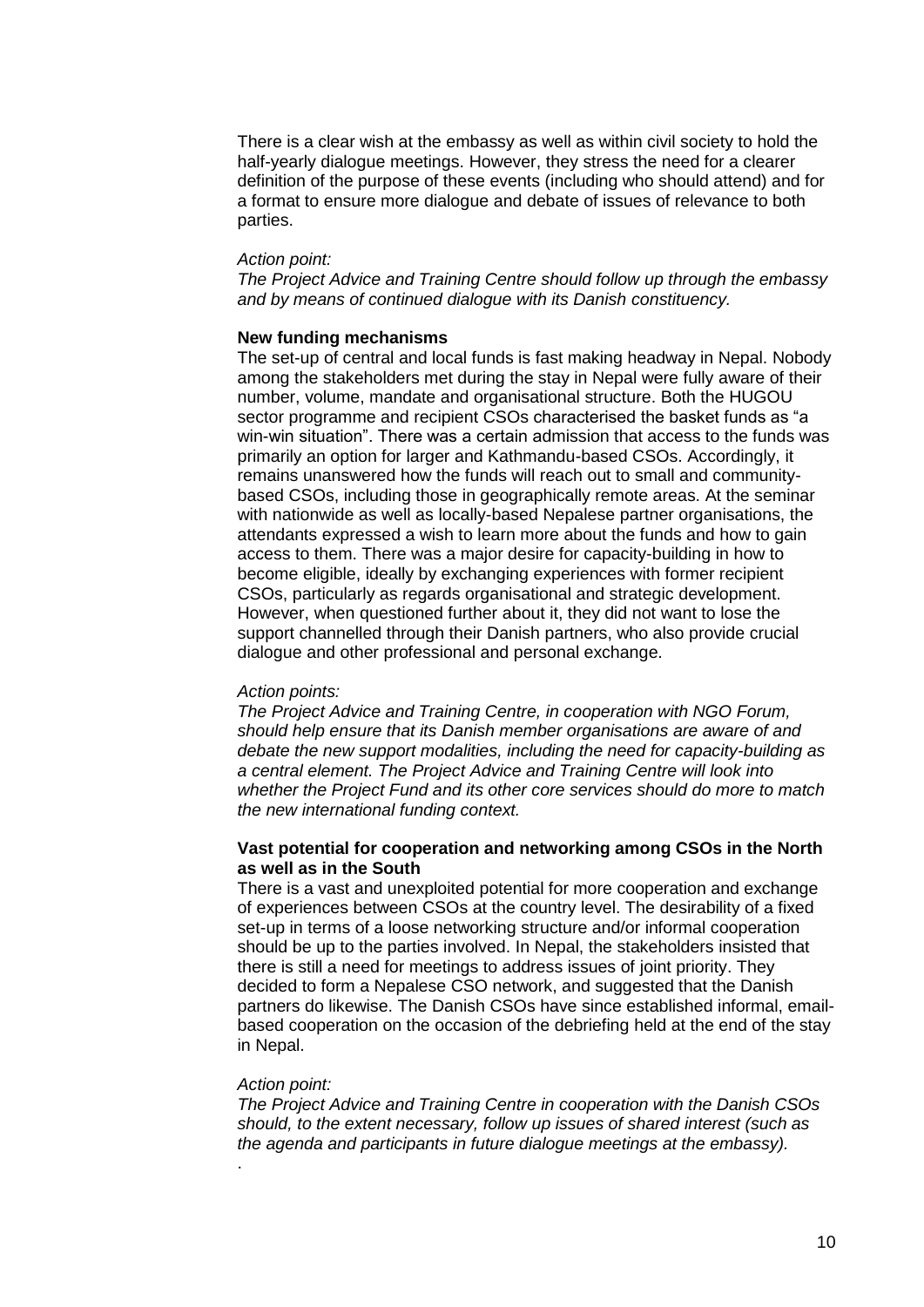There is a clear wish at the embassy as well as within civil society to hold the half-yearly dialogue meetings. However, they stress the need for a clearer definition of the purpose of these events (including who should attend) and for a format to ensure more dialogue and debate of issues of relevance to both parties.

*Action point:*
*The Project Advice and Training Centre should follow up through the embassy and by means of continued dialogue with its Danish constituency.*

**New funding mechanisms**

The set-up of central and local funds is fast making headway in Nepal. Nobody among the stakeholders met during the stay in Nepal were fully aware of their number, volume, mandate and organisational structure. Both the HUGOU sector programme and recipient CSOs characterised the basket funds as "a win-win situation". There was a certain admission that access to the funds was primarily an option for larger and Kathmandu-based CSOs. Accordingly, it remains unanswered how the funds will reach out to small and community-based CSOs, including those in geographically remote areas. At the seminar with nationwide as well as locally-based Nepalese partner organisations, the attendants expressed a wish to learn more about the funds and how to gain access to them. There was a major desire for capacity-building in how to become eligible, ideally by exchanging experiences with former recipient CSOs, particularly as regards organisational and strategic development. However, when questioned further about it, they did not want to lose the support channelled through their Danish partners, who also provide crucial dialogue and other professional and personal exchange.

*Action points:*
*The Project Advice and Training Centre, in cooperation with NGO Forum, should help ensure that its Danish member organisations are aware of and debate the new support modalities, including the need for capacity-building as a central element. The Project Advice and Training Centre will look into whether the Project Fund and its other core services should do more to match the new international funding context.*

**Vast potential for cooperation and networking among CSOs in the North as well as in the South**

There is a vast and unexploited potential for more cooperation and exchange of experiences between CSOs at the country level. The desirability of a fixed set-up in terms of a loose networking structure and/or informal cooperation should be up to the parties involved. In Nepal, the stakeholders insisted that there is still a need for meetings to address issues of joint priority. They decided to form a Nepalese CSO network, and suggested that the Danish partners do likewise. The Danish CSOs have since established informal, email-based cooperation on the occasion of the debriefing held at the end of the stay in Nepal.

*Action point:*
*The Project Advice and Training Centre in cooperation with the Danish CSOs should, to the extent necessary, follow up issues of shared interest (such as the agenda and participants in future dialogue meetings at the embassy).*

.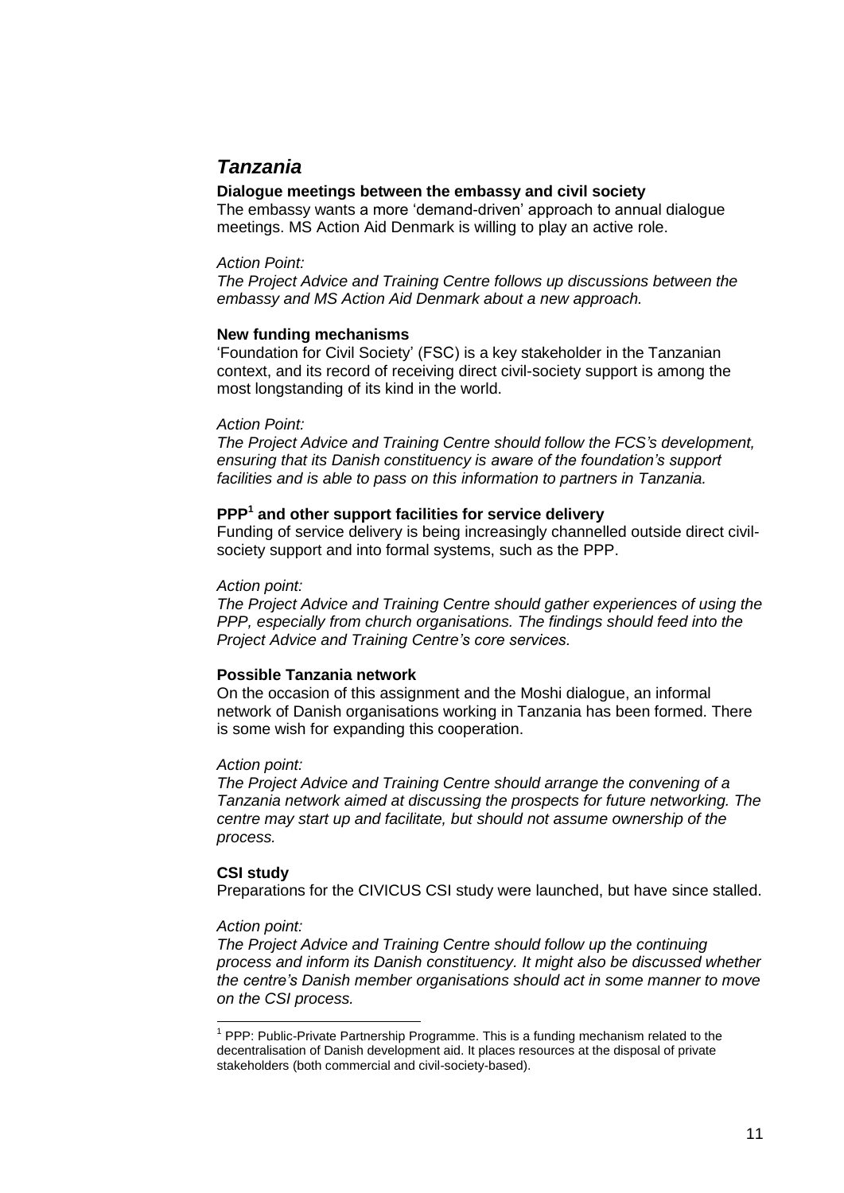## *Tanzania*

**Dialogue meetings between the embassy and civil society**

The embassy wants a more 'demand-driven' approach to annual dialogue meetings. MS Action Aid Denmark is willing to play an active role.

*Action Point:*

*The Project Advice and Training Centre follows up discussions between the embassy and MS Action Aid Denmark about a new approach.*

**New funding mechanisms**

'Foundation for Civil Society' (FSC) is a key stakeholder in the Tanzanian context, and its record of receiving direct civil-society support is among the most longstanding of its kind in the world.

*Action Point:*

*The Project Advice and Training Centre should follow the FCS's development, ensuring that its Danish constituency is aware of the foundation's support facilities and is able to pass on this information to partners in Tanzania.*

**PPP[1] and other support facilities for service delivery**

Funding of service delivery is being increasingly channelled outside direct civil-society support and into formal systems, such as the PPP.

*Action point:*

*The Project Advice and Training Centre should gather experiences of using the PPP, especially from church organisations. The findings should feed into the Project Advice and Training Centre's core services.*

**Possible Tanzania network**

On the occasion of this assignment and the Moshi dialogue, an informal network of Danish organisations working in Tanzania has been formed. There is some wish for expanding this cooperation.

*Action point:*

*The Project Advice and Training Centre should arrange the convening of a Tanzania network aimed at discussing the prospects for future networking. The centre may start up and facilitate, but should not assume ownership of the process.*

**CSI study**

Preparations for the CIVICUS CSI study were launched, but have since stalled.

*Action point:*

*The Project Advice and Training Centre should follow up the continuing process and inform its Danish constituency. It might also be discussed whether the centre's Danish member organisations should act in some manner to move on the CSI process.*

---

[1] PPP: Public-Private Partnership Programme. This is a funding mechanism related to the decentralisation of Danish development aid. It places resources at the disposal of private stakeholders (both commercial and civil-society-based).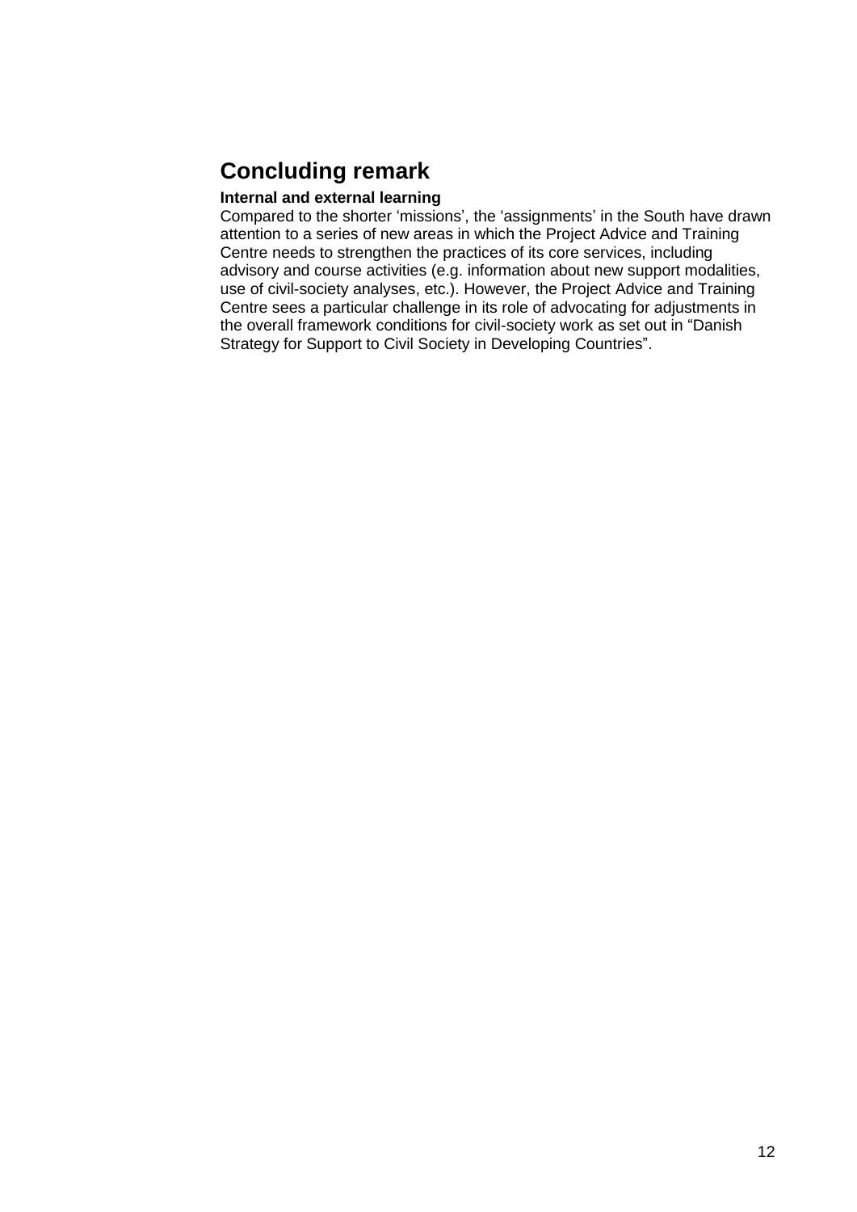## Concluding remark

**Internal and external learning**

Compared to the shorter 'missions', the 'assignments' in the South have drawn attention to a series of new areas in which the Project Advice and Training Centre needs to strengthen the practices of its core services, including advisory and course activities (e.g. information about new support modalities, use of civil-society analyses, etc.). However, the Project Advice and Training Centre sees a particular challenge in its role of advocating for adjustments in the overall framework conditions for civil-society work as set out in "Danish Strategy for Support to Civil Society in Developing Countries".